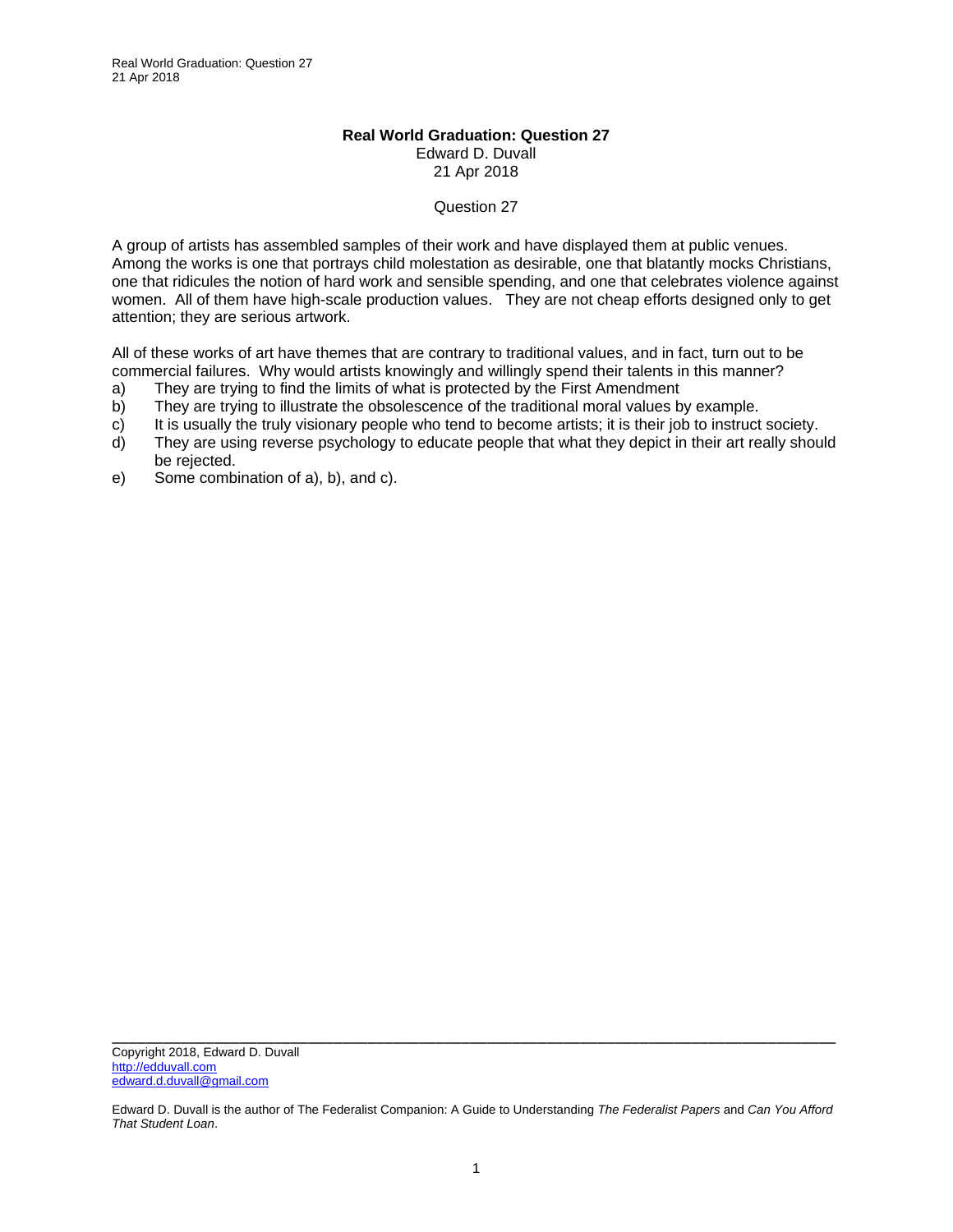# Real World Graduation: Question 27

Edward D. Duvall
21 Apr 2018

Question 27

A group of artists has assembled samples of their work and have displayed them at public venues. Among the works is one that portrays child molestation as desirable, one that blatantly mocks Christians, one that ridicules the notion of hard work and sensible spending, and one that celebrates violence against women. All of them have high-scale production values. They are not cheap efforts designed only to get attention; they are serious artwork.

All of these works of art have themes that are contrary to traditional values, and in fact, turn out to be commercial failures. Why would artists knowingly and willingly spend their talents in this manner?

a) They are trying to find the limits of what is protected by the First Amendment
b) They are trying to illustrate the obsolescence of the traditional moral values by example.
c) It is usually the truly visionary people who tend to become artists; it is their job to instruct society.
d) They are using reverse psychology to educate people that what they depict in their art really should be rejected.
e) Some combination of a), b), and c).

---

Copyright 2018, Edward D. Duvall
http://edduvall.com
edward.d.duvall@gmail.com

Edward D. Duvall is the author of The Federalist Companion: A Guide to Understanding *The Federalist Papers* and *Can You Afford That Student Loan*.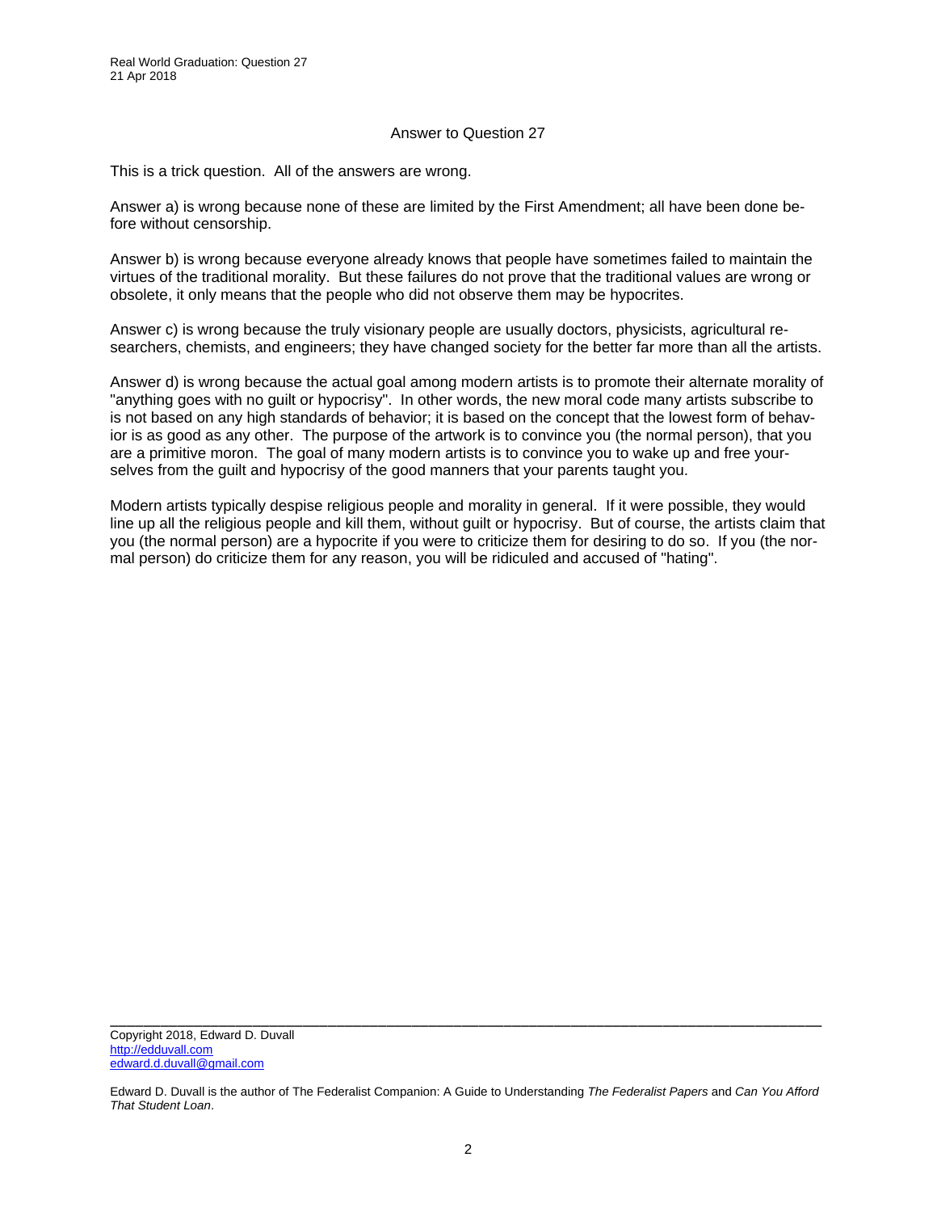## Answer to Question 27

This is a trick question. All of the answers are wrong.

Answer a) is wrong because none of these are limited by the First Amendment; all have been done before without censorship.

Answer b) is wrong because everyone already knows that people have sometimes failed to maintain the virtues of the traditional morality. But these failures do not prove that the traditional values are wrong or obsolete, it only means that the people who did not observe them may be hypocrites.

Answer c) is wrong because the truly visionary people are usually doctors, physicists, agricultural researchers, chemists, and engineers; they have changed society for the better far more than all the artists.

Answer d) is wrong because the actual goal among modern artists is to promote their alternate morality of "anything goes with no guilt or hypocrisy". In other words, the new moral code many artists subscribe to is not based on any high standards of behavior; it is based on the concept that the lowest form of behavior is as good as any other. The purpose of the artwork is to convince you (the normal person), that you are a primitive moron. The goal of many modern artists is to convince you to wake up and free yourselves from the guilt and hypocrisy of the good manners that your parents taught you.

Modern artists typically despise religious people and morality in general. If it were possible, they would line up all the religious people and kill them, without guilt or hypocrisy. But of course, the artists claim that you (the normal person) are a hypocrite if you were to criticize them for desiring to do so. If you (the normal person) do criticize them for any reason, you will be ridiculed and accused of "hating".

---

Copyright 2018, Edward D. Duvall
http://edduvall.com
edward.d.duvall@gmail.com

Edward D. Duvall is the author of The Federalist Companion: A Guide to Understanding *The Federalist Papers* and *Can You Afford That Student Loan*.